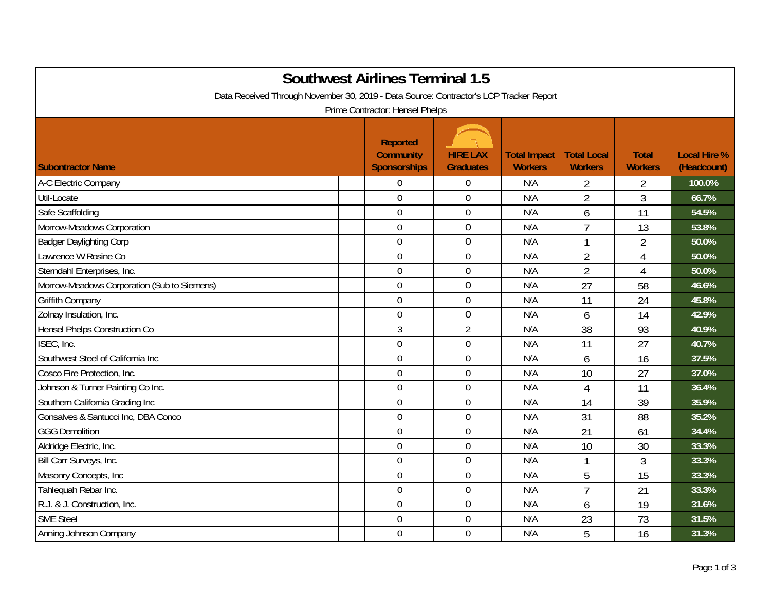# Southwest Airlines Terminal 1.5

Data Received Through November 30, 2019 - Data Source: Contractor's LCP Tracker Report

Prime Contractor: Hensel Phelps

| Subontractor Name | Reported Community Sponsorships | HIRE LAX Graduates | Total Impact Workers | Total Local Workers | Total Workers | Local Hire % (Headcount) |
|---|---|---|---|---|---|---|
| A-C Electric Company | 0 | 0 | N/A | 2 | 2 | 100.0% |
| Util-Locate | 0 | 0 | N/A | 2 | 3 | 66.7% |
| Safe Scaffolding | 0 | 0 | N/A | 6 | 11 | 54.5% |
| Morrow-Meadows Corporation | 0 | 0 | N/A | 7 | 13 | 53.8% |
| Badger Daylighting Corp | 0 | 0 | N/A | 1 | 2 | 50.0% |
| Lawrence W Rosine Co | 0 | 0 | N/A | 2 | 4 | 50.0% |
| Sterndahl Enterprises, Inc. | 0 | 0 | N/A | 2 | 4 | 50.0% |
| Morrow-Meadows Corporation (Sub to Siemens) | 0 | 0 | N/A | 27 | 58 | 46.6% |
| Griffith Company | 0 | 0 | N/A | 11 | 24 | 45.8% |
| Zolnay Insulation, Inc. | 0 | 0 | N/A | 6 | 14 | 42.9% |
| Hensel Phelps Construction Co | 3 | 2 | N/A | 38 | 93 | 40.9% |
| ISEC, Inc. | 0 | 0 | N/A | 11 | 27 | 40.7% |
| Southwest Steel of California Inc | 0 | 0 | N/A | 6 | 16 | 37.5% |
| Cosco Fire Protection, Inc. | 0 | 0 | N/A | 10 | 27 | 37.0% |
| Johnson & Turner Painting Co Inc. | 0 | 0 | N/A | 4 | 11 | 36.4% |
| Southern California Grading Inc | 0 | 0 | N/A | 14 | 39 | 35.9% |
| Gonsalves & Santucci Inc, DBA Conco | 0 | 0 | N/A | 31 | 88 | 35.2% |
| GGG Demolition | 0 | 0 | N/A | 21 | 61 | 34.4% |
| Aldridge Electric, Inc. | 0 | 0 | N/A | 10 | 30 | 33.3% |
| Bill Carr Surveys, Inc. | 0 | 0 | N/A | 1 | 3 | 33.3% |
| Masonry Concepts, Inc | 0 | 0 | N/A | 5 | 15 | 33.3% |
| Tahlequah Rebar Inc. | 0 | 0 | N/A | 7 | 21 | 33.3% |
| R.J. & J. Construction, Inc. | 0 | 0 | N/A | 6 | 19 | 31.6% |
| SME Steel | 0 | 0 | N/A | 23 | 73 | 31.5% |
| Anning Johnson Company | 0 | 0 | N/A | 5 | 16 | 31.3% |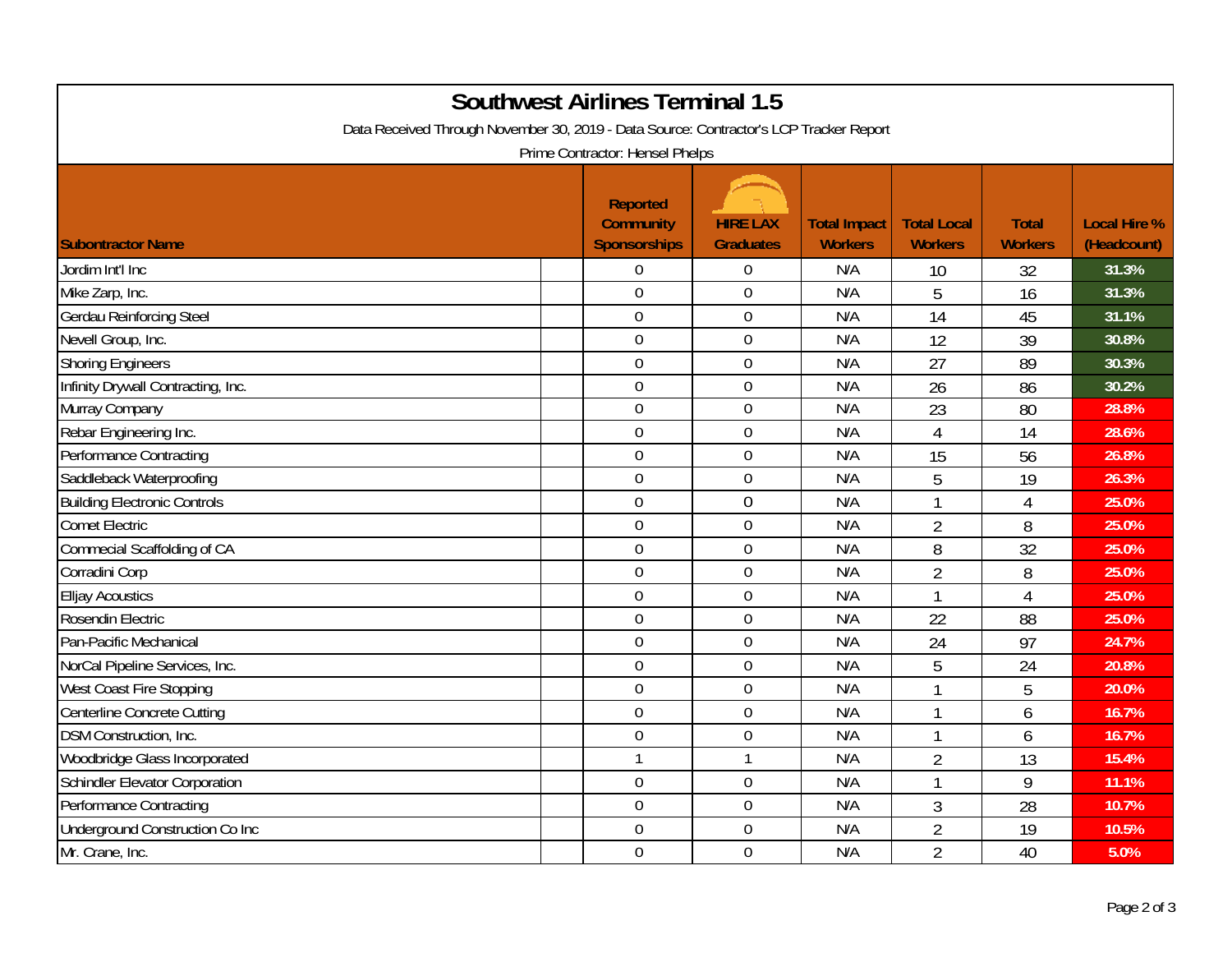# Southwest Airlines Terminal 1.5

Data Received Through November 30, 2019 - Data Source: Contractor's LCP Tracker Report

Prime Contractor: Hensel Phelps

| Subontractor Name | Reported Community Sponsorships | HIRE LAX Graduates | Total Impact Workers | Total Local Workers | Total Workers | Local Hire % (Headcount) |
|---|---|---|---|---|---|---|
| Jordim Int'l Inc | 0 | 0 | N/A | 10 | 32 | 31.3% |
| Mike Zarp, Inc. | 0 | 0 | N/A | 5 | 16 | 31.3% |
| Gerdau Reinforcing Steel | 0 | 0 | N/A | 14 | 45 | 31.1% |
| Nevell Group, Inc. | 0 | 0 | N/A | 12 | 39 | 30.8% |
| Shoring Engineers | 0 | 0 | N/A | 27 | 89 | 30.3% |
| Infinity Drywall Contracting, Inc. | 0 | 0 | N/A | 26 | 86 | 30.2% |
| Murray Company | 0 | 0 | N/A | 23 | 80 | 28.8% |
| Rebar Engineering Inc. | 0 | 0 | N/A | 4 | 14 | 28.6% |
| Performance Contracting | 0 | 0 | N/A | 15 | 56 | 26.8% |
| Saddleback Waterproofing | 0 | 0 | N/A | 5 | 19 | 26.3% |
| Building Electronic Controls | 0 | 0 | N/A | 1 | 4 | 25.0% |
| Comet Electric | 0 | 0 | N/A | 2 | 8 | 25.0% |
| Commecial Scaffolding of CA | 0 | 0 | N/A | 8 | 32 | 25.0% |
| Corradini Corp | 0 | 0 | N/A | 2 | 8 | 25.0% |
| Elljay Acoustics | 0 | 0 | N/A | 1 | 4 | 25.0% |
| Rosendin Electric | 0 | 0 | N/A | 22 | 88 | 25.0% |
| Pan-Pacific Mechanical | 0 | 0 | N/A | 24 | 97 | 24.7% |
| NorCal Pipeline Services, Inc. | 0 | 0 | N/A | 5 | 24 | 20.8% |
| West Coast Fire Stopping | 0 | 0 | N/A | 1 | 5 | 20.0% |
| Centerline Concrete Cutting | 0 | 0 | N/A | 1 | 6 | 16.7% |
| DSM Construction, Inc. | 0 | 0 | N/A | 1 | 6 | 16.7% |
| Woodbridge Glass Incorporated | 1 | 1 | N/A | 2 | 13 | 15.4% |
| Schindler Elevator Corporation | 0 | 0 | N/A | 1 | 9 | 11.1% |
| Performance Contracting | 0 | 0 | N/A | 3 | 28 | 10.7% |
| Underground Construction Co Inc | 0 | 0 | N/A | 2 | 19 | 10.5% |
| Mr. Crane, Inc. | 0 | 0 | N/A | 2 | 40 | 5.0% |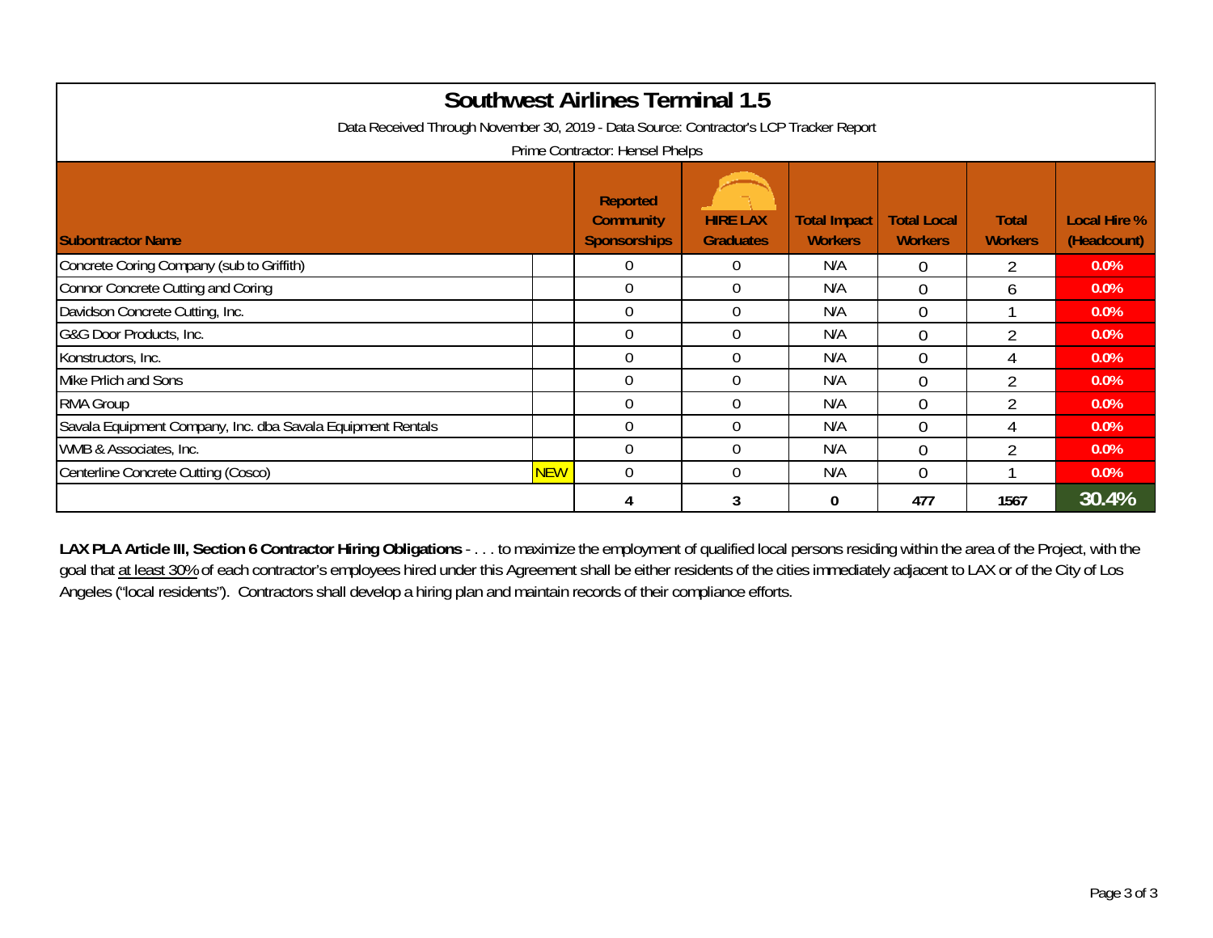# Southwest Airlines Terminal 1.5

Data Received Through November 30, 2019 - Data Source: Contractor's LCP Tracker Report

Prime Contractor: Hensel Phelps

| Subcontractor Name | | Reported Community Sponsorships | HIRE LAX Graduates | Total Impact Workers | Total Local Workers | Total Workers | Local Hire % (Headcount) |
|---|---|---|---|---|---|---|---|
| Concrete Coring Company (sub to Griffith) | | 0 | 0 | N/A | 0 | 2 | 0.0% |
| Connor Concrete Cutting and Coring | | 0 | 0 | N/A | 0 | 6 | 0.0% |
| Davidson Concrete Cutting, Inc. | | 0 | 0 | N/A | 0 | 1 | 0.0% |
| G&G Door Products, Inc. | | 0 | 0 | N/A | 0 | 2 | 0.0% |
| Konstructors, Inc. | | 0 | 0 | N/A | 0 | 4 | 0.0% |
| Mike Prlich and Sons | | 0 | 0 | N/A | 0 | 2 | 0.0% |
| RMA Group | | 0 | 0 | N/A | 0 | 2 | 0.0% |
| Savala Equipment Company, Inc. dba Savala Equipment Rentals | | 0 | 0 | N/A | 0 | 4 | 0.0% |
| WMB & Associates, Inc. | | 0 | 0 | N/A | 0 | 2 | 0.0% |
| Centerline Concrete Cutting (Cosco) | NEW | 0 | 0 | N/A | 0 | 1 | 0.0% |
| | | 4 | 3 | 0 | 477 | 1567 | 30.4% |

**LAX PLA Article III, Section 6 Contractor Hiring Obligations** - . . . to maximize the employment of qualified local persons residing within the area of the Project, with the goal that at least 30% of each contractor's employees hired under this Agreement shall be either residents of the cities immediately adjacent to LAX or of the City of Los Angeles ("local residents"). Contractors shall develop a hiring plan and maintain records of their compliance efforts.